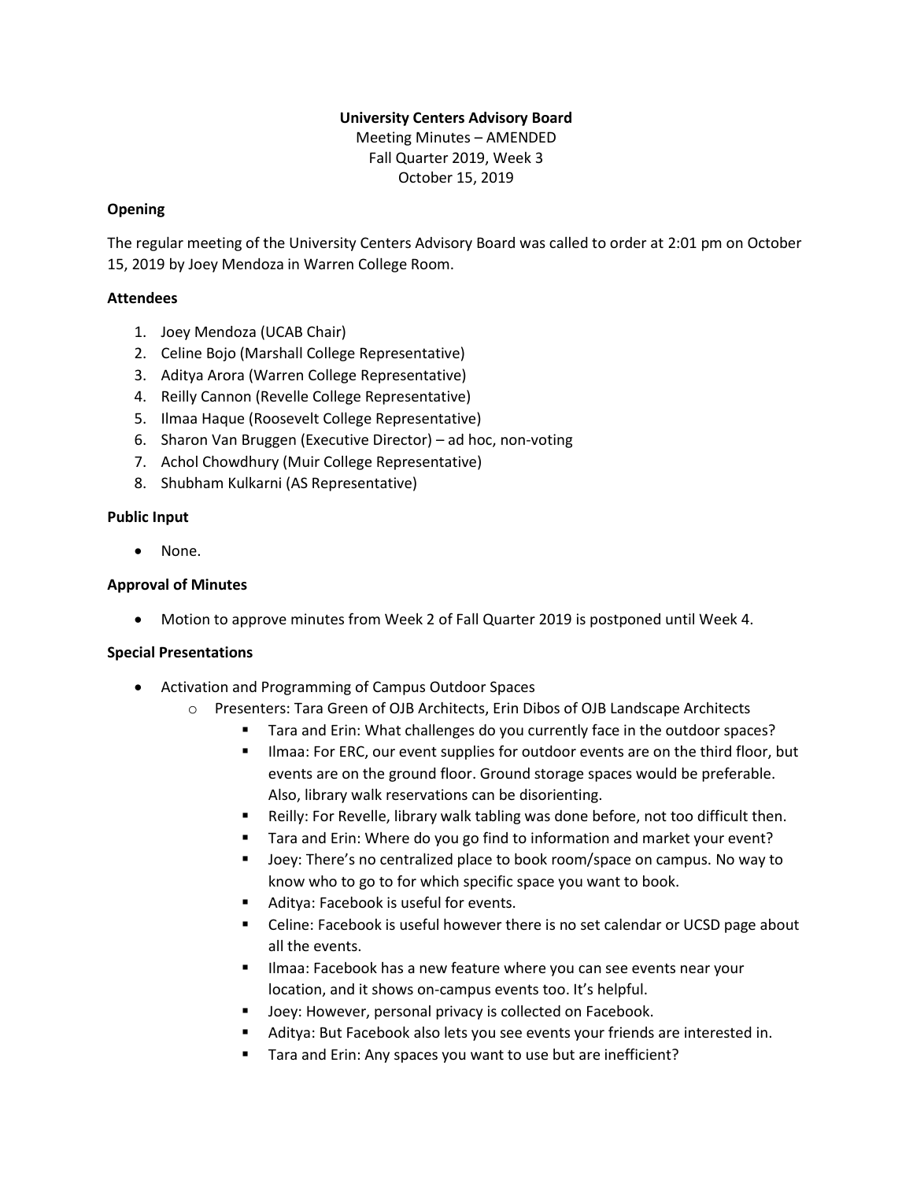**University Centers Advisory Board**

Meeting Minutes – AMENDED

Fall Quarter 2019, Week 3

October 15, 2019

**Opening**

The regular meeting of the University Centers Advisory Board was called to order at 2:01 pm on October 15, 2019 by Joey Mendoza in Warren College Room.

**Attendees**

1. Joey Mendoza (UCAB Chair)
2. Celine Bojo (Marshall College Representative)
3. Aditya Arora (Warren College Representative)
4. Reilly Cannon (Revelle College Representative)
5. Ilmaa Haque (Roosevelt College Representative)
6. Sharon Van Bruggen (Executive Director) – ad hoc, non-voting
7. Achol Chowdhury (Muir College Representative)
8. Shubham Kulkarni (AS Representative)

**Public Input**

- None.

**Approval of Minutes**

- Motion to approve minutes from Week 2 of Fall Quarter 2019 is postponed until Week 4.

**Special Presentations**

- Activation and Programming of Campus Outdoor Spaces
  - Presenters: Tara Green of OJB Architects, Erin Dibos of OJB Landscape Architects
    - Tara and Erin: What challenges do you currently face in the outdoor spaces?
    - Ilmaa: For ERC, our event supplies for outdoor events are on the third floor, but events are on the ground floor. Ground storage spaces would be preferable. Also, library walk reservations can be disorienting.
    - Reilly: For Revelle, library walk tabling was done before, not too difficult then.
    - Tara and Erin: Where do you go find to information and market your event?
    - Joey: There's no centralized place to book room/space on campus. No way to know who to go to for which specific space you want to book.
    - Aditya: Facebook is useful for events.
    - Celine: Facebook is useful however there is no set calendar or UCSD page about all the events.
    - Ilmaa: Facebook has a new feature where you can see events near your location, and it shows on-campus events too. It's helpful.
    - Joey: However, personal privacy is collected on Facebook.
    - Aditya: But Facebook also lets you see events your friends are interested in.
    - Tara and Erin: Any spaces you want to use but are inefficient?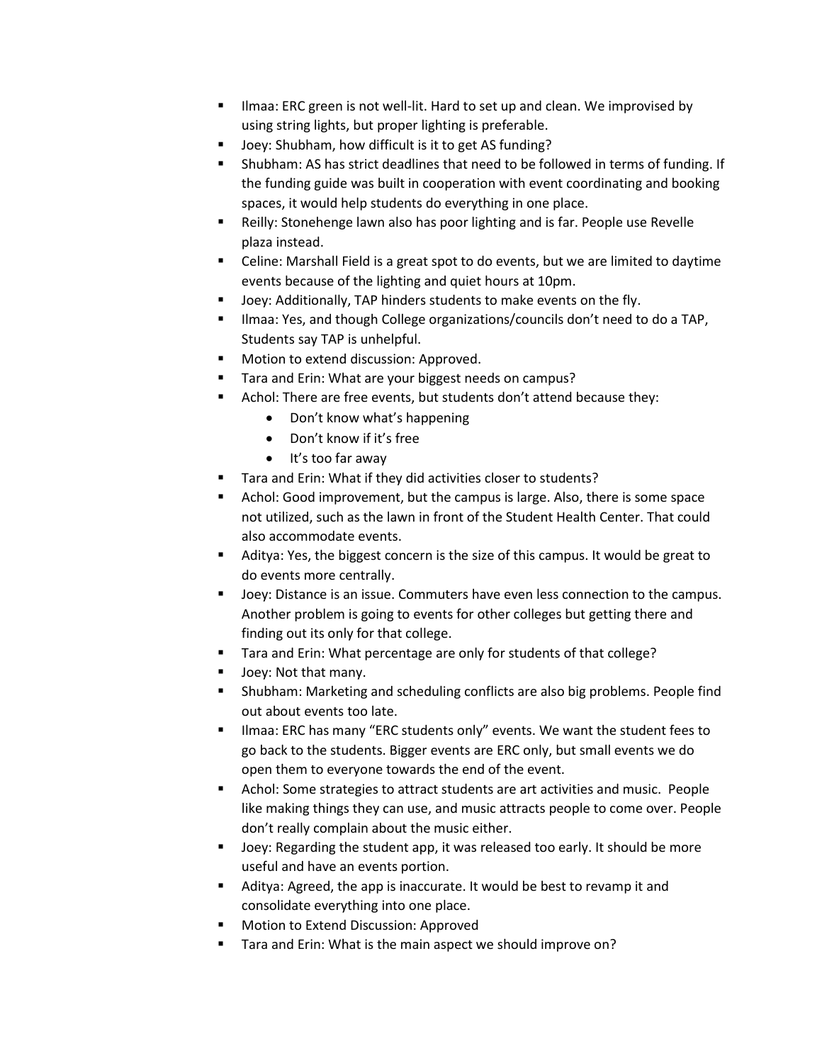- Ilmaa: ERC green is not well-lit. Hard to set up and clean. We improvised by using string lights, but proper lighting is preferable.
- Joey: Shubham, how difficult is it to get AS funding?
- Shubham: AS has strict deadlines that need to be followed in terms of funding. If the funding guide was built in cooperation with event coordinating and booking spaces, it would help students do everything in one place.
- Reilly: Stonehenge lawn also has poor lighting and is far. People use Revelle plaza instead.
- Celine: Marshall Field is a great spot to do events, but we are limited to daytime events because of the lighting and quiet hours at 10pm.
- Joey: Additionally, TAP hinders students to make events on the fly.
- Ilmaa: Yes, and though College organizations/councils don't need to do a TAP, Students say TAP is unhelpful.
- Motion to extend discussion: Approved.
- Tara and Erin: What are your biggest needs on campus?
- Achol: There are free events, but students don't attend because they:
  - Don't know what's happening
  - Don't know if it's free
  - It's too far away
- Tara and Erin: What if they did activities closer to students?
- Achol: Good improvement, but the campus is large. Also, there is some space not utilized, such as the lawn in front of the Student Health Center. That could also accommodate events.
- Aditya: Yes, the biggest concern is the size of this campus. It would be great to do events more centrally.
- Joey: Distance is an issue. Commuters have even less connection to the campus. Another problem is going to events for other colleges but getting there and finding out its only for that college.
- Tara and Erin: What percentage are only for students of that college?
- Joey: Not that many.
- Shubham: Marketing and scheduling conflicts are also big problems. People find out about events too late.
- Ilmaa: ERC has many "ERC students only" events. We want the student fees to go back to the students. Bigger events are ERC only, but small events we do open them to everyone towards the end of the event.
- Achol: Some strategies to attract students are art activities and music. People like making things they can use, and music attracts people to come over. People don't really complain about the music either.
- Joey: Regarding the student app, it was released too early. It should be more useful and have an events portion.
- Aditya: Agreed, the app is inaccurate. It would be best to revamp it and consolidate everything into one place.
- Motion to Extend Discussion: Approved
- Tara and Erin: What is the main aspect we should improve on?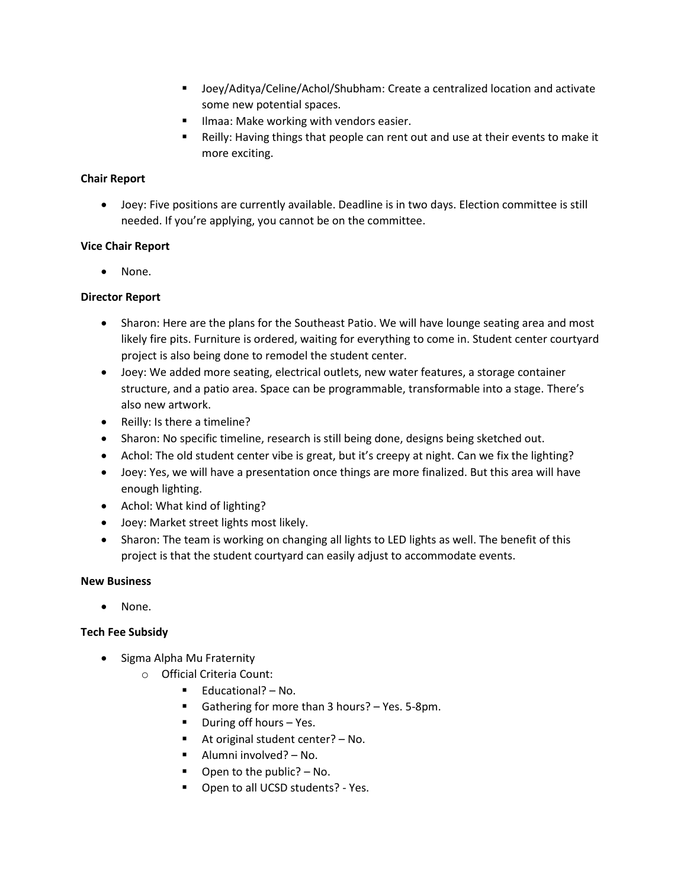- Joey/Aditya/Celine/Achol/Shubham: Create a centralized location and activate some new potential spaces.
    - Ilmaa: Make working with vendors easier.
    - Reilly: Having things that people can rent out and use at their events to make it more exciting.

**Chair Report**

- Joey: Five positions are currently available. Deadline is in two days. Election committee is still needed. If you're applying, you cannot be on the committee.

**Vice Chair Report**

- None.

**Director Report**

- Sharon: Here are the plans for the Southeast Patio. We will have lounge seating area and most likely fire pits. Furniture is ordered, waiting for everything to come in. Student center courtyard project is also being done to remodel the student center.
- Joey: We added more seating, electrical outlets, new water features, a storage container structure, and a patio area. Space can be programmable, transformable into a stage. There's also new artwork.
- Reilly: Is there a timeline?
- Sharon: No specific timeline, research is still being done, designs being sketched out.
- Achol: The old student center vibe is great, but it's creepy at night. Can we fix the lighting?
- Joey: Yes, we will have a presentation once things are more finalized. But this area will have enough lighting.
- Achol: What kind of lighting?
- Joey: Market street lights most likely.
- Sharon: The team is working on changing all lights to LED lights as well. The benefit of this project is that the student courtyard can easily adjust to accommodate events.

**New Business**

- None.

**Tech Fee Subsidy**

- Sigma Alpha Mu Fraternity
    - Official Criteria Count:
        - Educational? – No.
        - Gathering for more than 3 hours? – Yes. 5-8pm.
        - During off hours – Yes.
        - At original student center? – No.
        - Alumni involved? – No.
        - Open to the public? – No.
        - Open to all UCSD students? - Yes.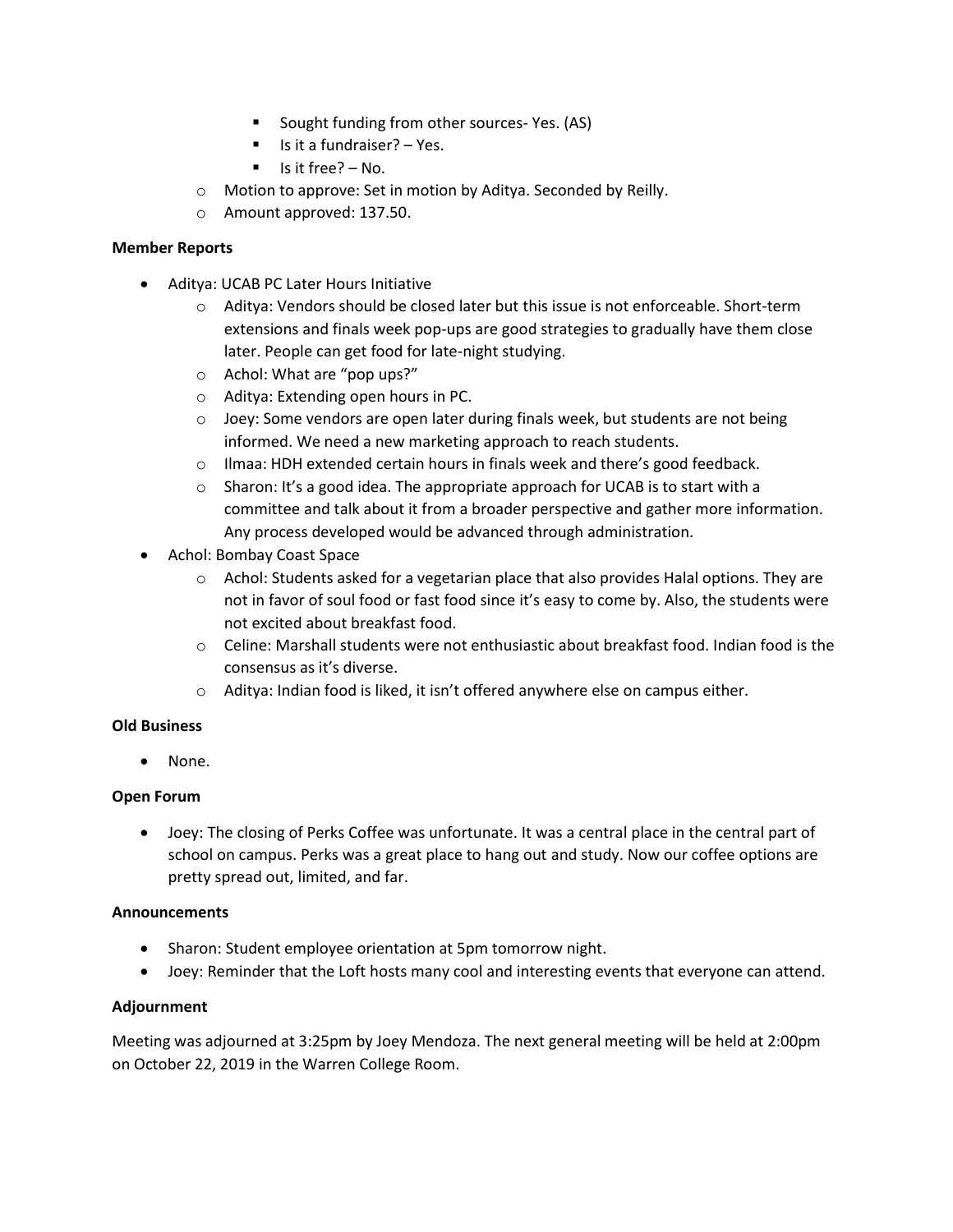- Sought funding from other sources- Yes. (AS)
        - Is it a fundraiser? – Yes.
        - Is it free? – No.
    - Motion to approve: Set in motion by Aditya. Seconded by Reilly.
    - Amount approved: 137.50.

**Member Reports**

- Aditya: UCAB PC Later Hours Initiative
    - Aditya: Vendors should be closed later but this issue is not enforceable. Short-term extensions and finals week pop-ups are good strategies to gradually have them close later. People can get food for late-night studying.
    - Achol: What are "pop ups?"
    - Aditya: Extending open hours in PC.
    - Joey: Some vendors are open later during finals week, but students are not being informed. We need a new marketing approach to reach students.
    - Ilmaa: HDH extended certain hours in finals week and there's good feedback.
    - Sharon: It's a good idea. The appropriate approach for UCAB is to start with a committee and talk about it from a broader perspective and gather more information. Any process developed would be advanced through administration.
- Achol: Bombay Coast Space
    - Achol: Students asked for a vegetarian place that also provides Halal options. They are not in favor of soul food or fast food since it's easy to come by. Also, the students were not excited about breakfast food.
    - Celine: Marshall students were not enthusiastic about breakfast food. Indian food is the consensus as it's diverse.
    - Aditya: Indian food is liked, it isn't offered anywhere else on campus either.

**Old Business**

- None.

**Open Forum**

- Joey: The closing of Perks Coffee was unfortunate. It was a central place in the central part of school on campus. Perks was a great place to hang out and study. Now our coffee options are pretty spread out, limited, and far.

**Announcements**

- Sharon: Student employee orientation at 5pm tomorrow night.
- Joey: Reminder that the Loft hosts many cool and interesting events that everyone can attend.

**Adjournment**

Meeting was adjourned at 3:25pm by Joey Mendoza. The next general meeting will be held at 2:00pm on October 22, 2019 in the Warren College Room.